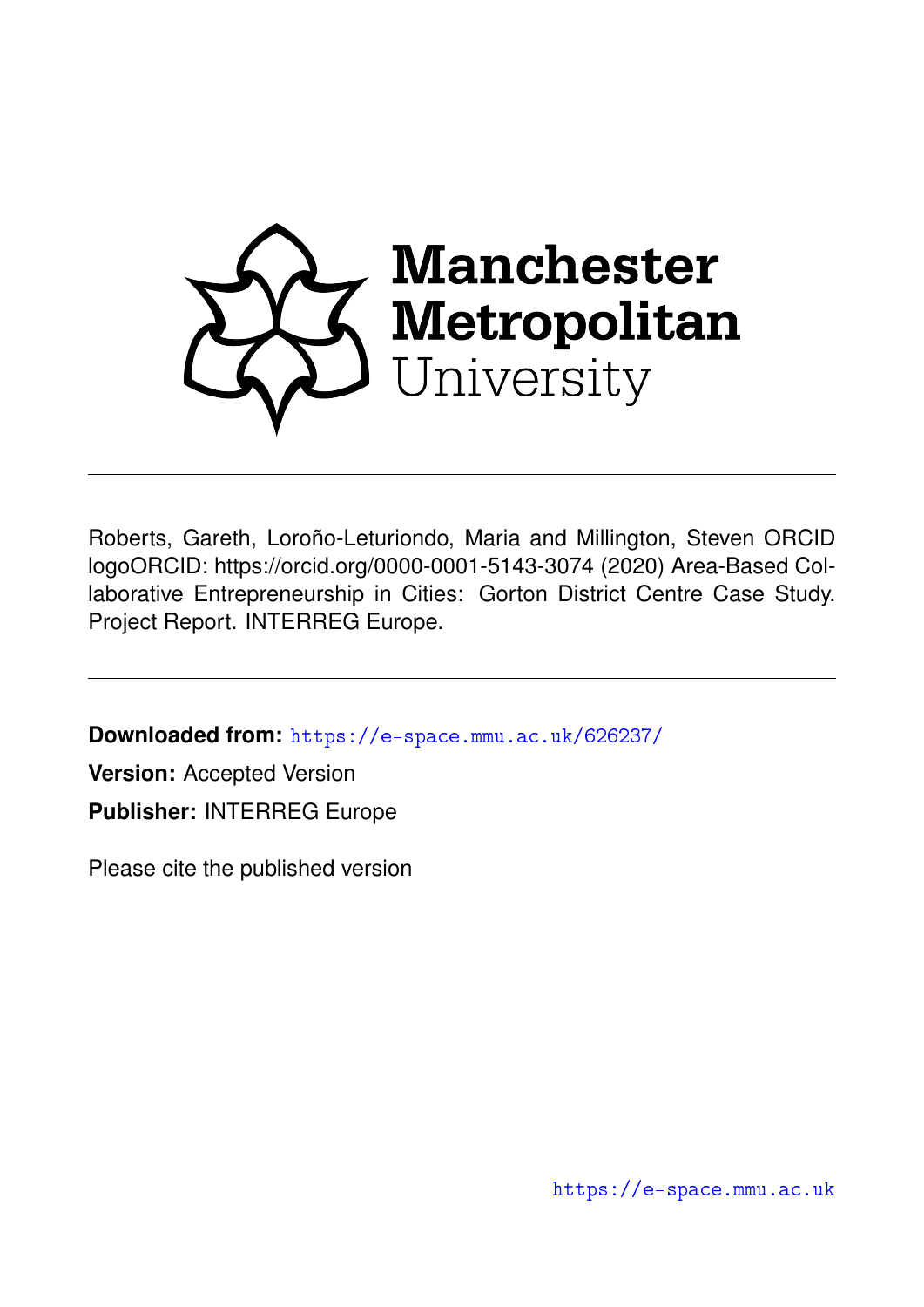Manchester Metropolitan University

Roberts, Gareth, Loroño-Leturiondo, Maria and Millington, Steven ORCID logoORCID: https://orcid.org/0000-0001-5143-3074 (2020) Area-Based Collaborative Entrepreneurship in Cities: Gorton District Centre Case Study. Project Report. INTERREG Europe.

**Downloaded from:** https://e-space.mmu.ac.uk/626237/

**Version:** Accepted Version

**Publisher:** INTERREG Europe

Please cite the published version

https://e-space.mmu.ac.uk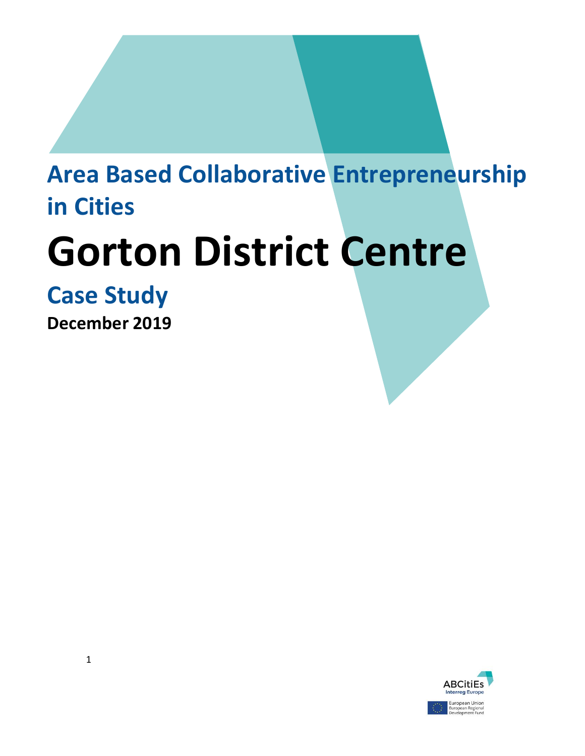# Area Based Collaborative Entrepreneurship in Cities

# Gorton District Centre

## Case Study

**December 2019**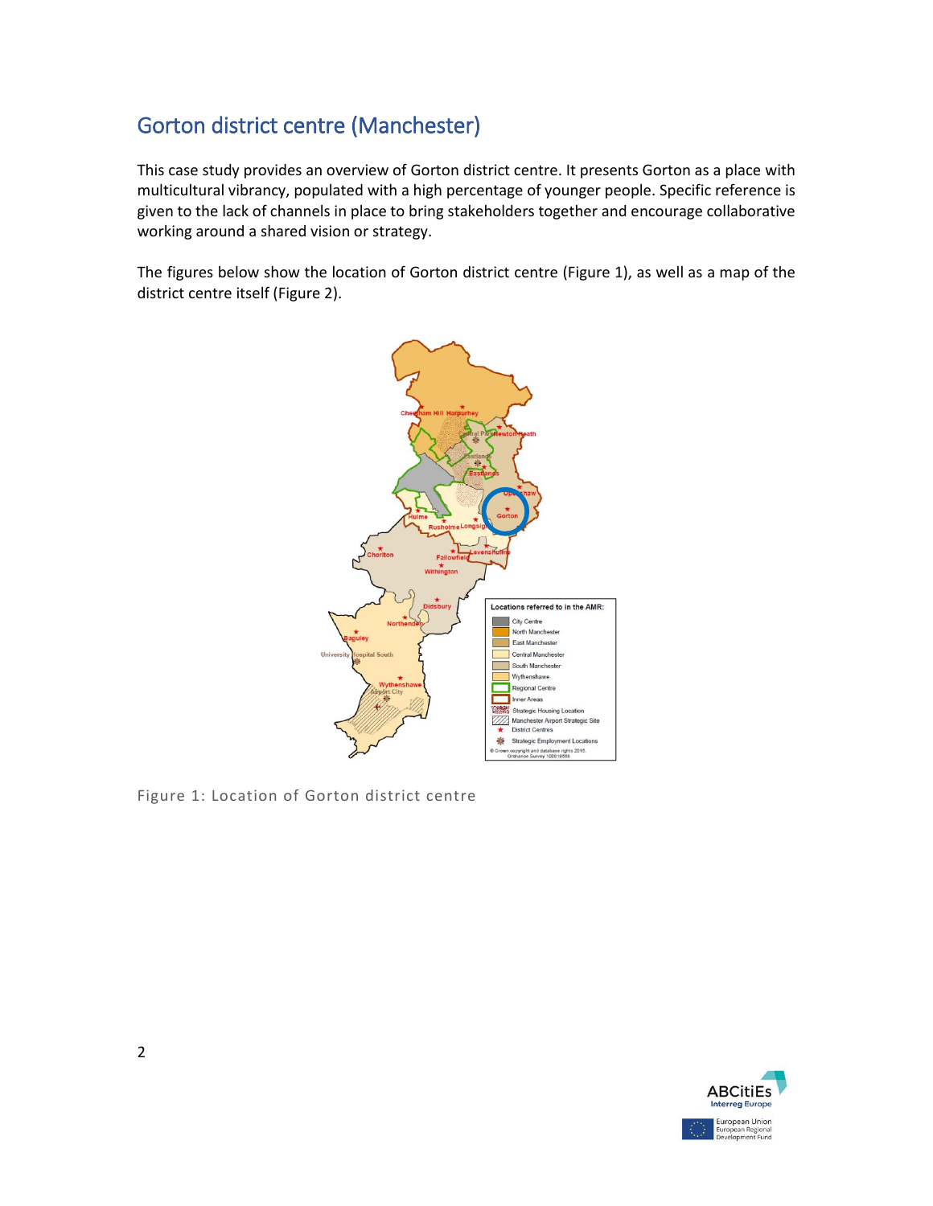## Gorton district centre (Manchester)

This case study provides an overview of Gorton district centre. It presents Gorton as a place with multicultural vibrancy, populated with a high percentage of younger people. Specific reference is given to the lack of channels in place to bring stakeholders together and encourage collaborative working around a shared vision or strategy.

The figures below show the location of Gorton district centre (Figure 1), as well as a map of the district centre itself (Figure 2).

Figure 1: Location of Gorton district centre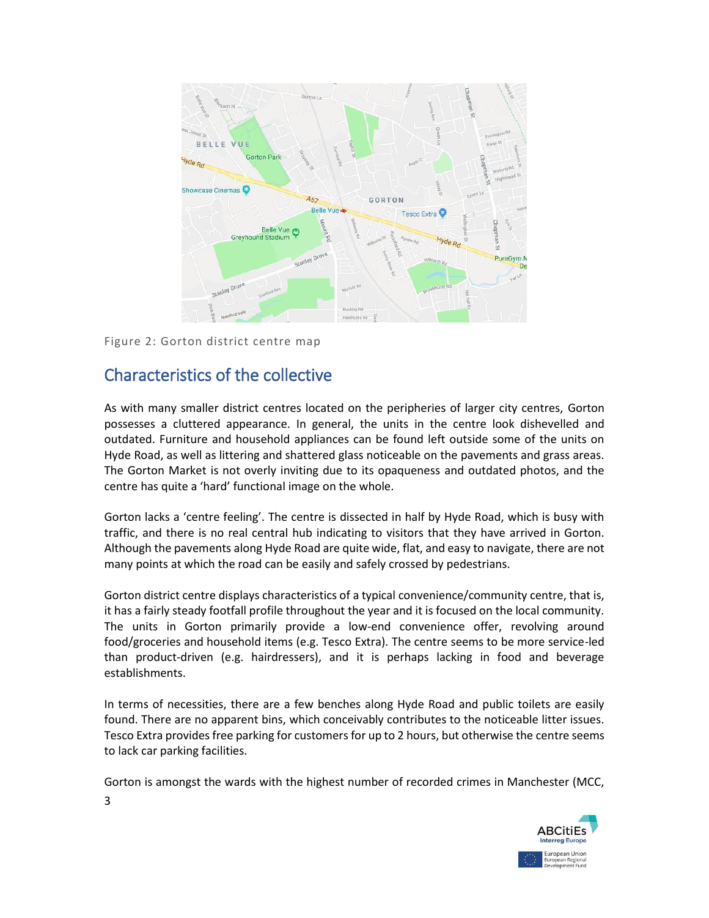Figure 2: Gorton district centre map

## Characteristics of the collective

As with many smaller district centres located on the peripheries of larger city centres, Gorton possesses a cluttered appearance. In general, the units in the centre look dishevelled and outdated. Furniture and household appliances can be found left outside some of the units on Hyde Road, as well as littering and shattered glass noticeable on the pavements and grass areas. The Gorton Market is not overly inviting due to its opaqueness and outdated photos, and the centre has quite a 'hard' functional image on the whole.

Gorton lacks a 'centre feeling'. The centre is dissected in half by Hyde Road, which is busy with traffic, and there is no real central hub indicating to visitors that they have arrived in Gorton. Although the pavements along Hyde Road are quite wide, flat, and easy to navigate, there are not many points at which the road can be easily and safely crossed by pedestrians.

Gorton district centre displays characteristics of a typical convenience/community centre, that is, it has a fairly steady footfall profile throughout the year and it is focused on the local community. The units in Gorton primarily provide a low-end convenience offer, revolving around food/groceries and household items (e.g. Tesco Extra). The centre seems to be more service-led than product-driven (e.g. hairdressers), and it is perhaps lacking in food and beverage establishments.

In terms of necessities, there are a few benches along Hyde Road and public toilets are easily found. There are no apparent bins, which conceivably contributes to the noticeable litter issues. Tesco Extra provides free parking for customers for up to 2 hours, but otherwise the centre seems to lack car parking facilities.

Gorton is amongst the wards with the highest number of recorded crimes in Manchester (MCC,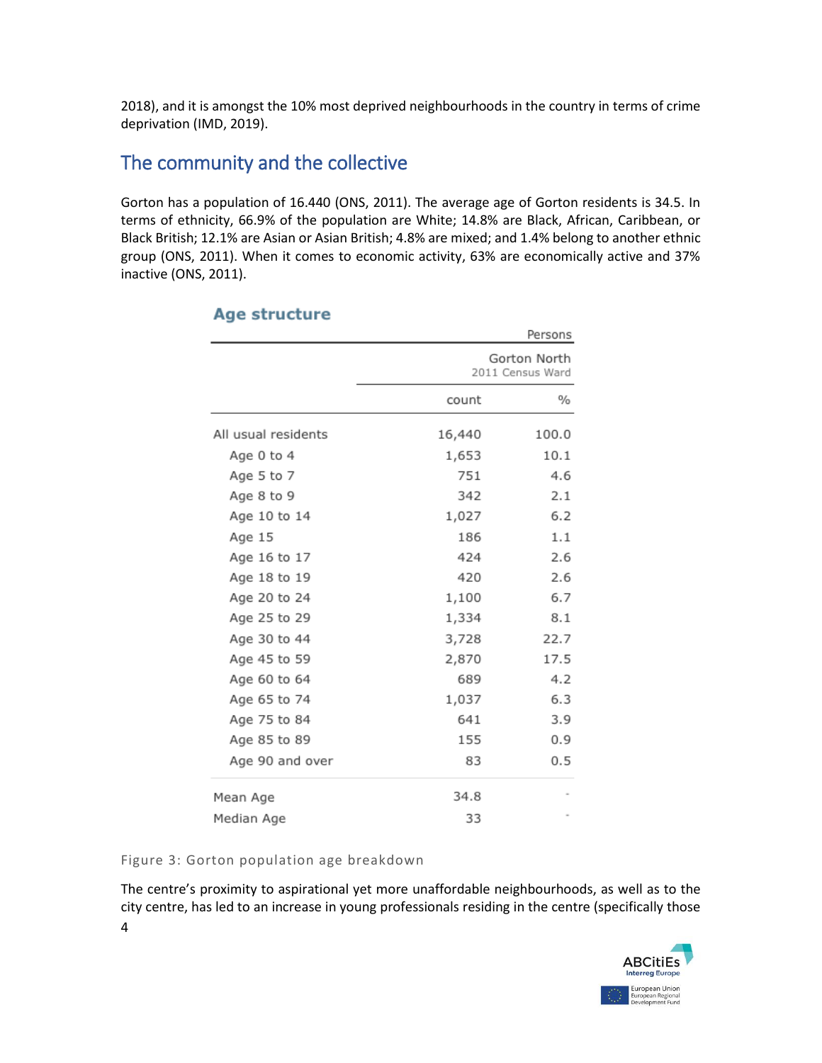2018), and it is amongst the 10% most deprived neighbourhoods in the country in terms of crime deprivation (IMD, 2019).

## The community and the collective

Gorton has a population of 16.440 (ONS, 2011). The average age of Gorton residents is 34.5. In terms of ethnicity, 66.9% of the population are White; 14.8% are Black, African, Caribbean, or Black British; 12.1% are Asian or Asian British; 4.8% are mixed; and 1.4% belong to another ethnic group (ONS, 2011). When it comes to economic activity, 63% are economically active and 37% inactive (ONS, 2011).

**Age structure**

| | Persons | |
|---|---|---|
| | Gorton North 2011 Census Ward | |
| | count | % |
| All usual residents | 16,440 | 100.0 |
| Age 0 to 4 | 1,653 | 10.1 |
| Age 5 to 7 | 751 | 4.6 |
| Age 8 to 9 | 342 | 2.1 |
| Age 10 to 14 | 1,027 | 6.2 |
| Age 15 | 186 | 1.1 |
| Age 16 to 17 | 424 | 2.6 |
| Age 18 to 19 | 420 | 2.6 |
| Age 20 to 24 | 1,100 | 6.7 |
| Age 25 to 29 | 1,334 | 8.1 |
| Age 30 to 44 | 3,728 | 22.7 |
| Age 45 to 59 | 2,870 | 17.5 |
| Age 60 to 64 | 689 | 4.2 |
| Age 65 to 74 | 1,037 | 6.3 |
| Age 75 to 84 | 641 | 3.9 |
| Age 85 to 89 | 155 | 0.9 |
| Age 90 and over | 83 | 0.5 |
| Mean Age | 34.8 | - |
| Median Age | 33 | - |

Figure 3: Gorton population age breakdown

The centre's proximity to aspirational yet more unaffordable neighbourhoods, as well as to the city centre, has led to an increase in young professionals residing in the centre (specifically those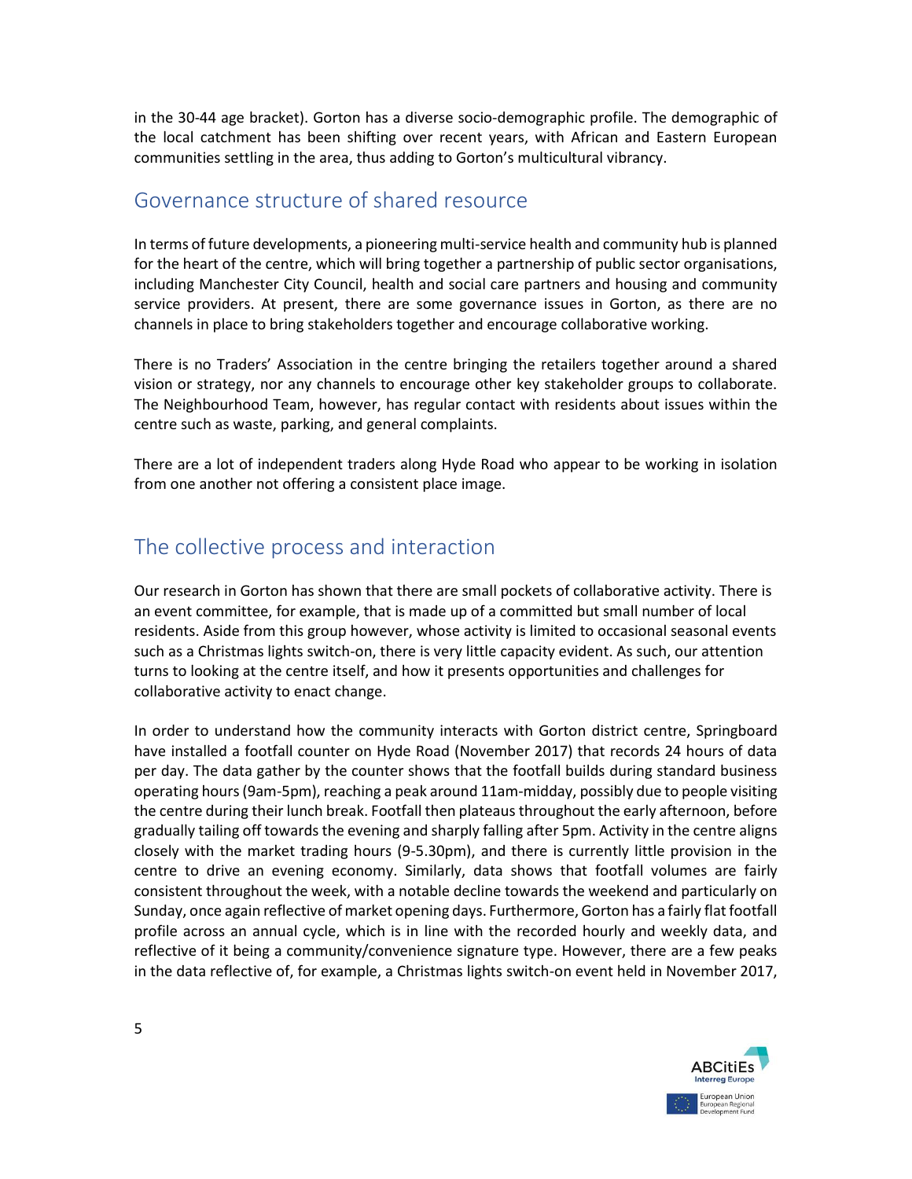in the 30-44 age bracket). Gorton has a diverse socio-demographic profile. The demographic of the local catchment has been shifting over recent years, with African and Eastern European communities settling in the area, thus adding to Gorton's multicultural vibrancy.

## Governance structure of shared resource

In terms of future developments, a pioneering multi-service health and community hub is planned for the heart of the centre, which will bring together a partnership of public sector organisations, including Manchester City Council, health and social care partners and housing and community service providers. At present, there are some governance issues in Gorton, as there are no channels in place to bring stakeholders together and encourage collaborative working.

There is no Traders' Association in the centre bringing the retailers together around a shared vision or strategy, nor any channels to encourage other key stakeholder groups to collaborate. The Neighbourhood Team, however, has regular contact with residents about issues within the centre such as waste, parking, and general complaints.

There are a lot of independent traders along Hyde Road who appear to be working in isolation from one another not offering a consistent place image.

## The collective process and interaction

Our research in Gorton has shown that there are small pockets of collaborative activity. There is an event committee, for example, that is made up of a committed but small number of local residents. Aside from this group however, whose activity is limited to occasional seasonal events such as a Christmas lights switch-on, there is very little capacity evident. As such, our attention turns to looking at the centre itself, and how it presents opportunities and challenges for collaborative activity to enact change.

In order to understand how the community interacts with Gorton district centre, Springboard have installed a footfall counter on Hyde Road (November 2017) that records 24 hours of data per day. The data gather by the counter shows that the footfall builds during standard business operating hours (9am-5pm), reaching a peak around 11am-midday, possibly due to people visiting the centre during their lunch break. Footfall then plateaus throughout the early afternoon, before gradually tailing off towards the evening and sharply falling after 5pm. Activity in the centre aligns closely with the market trading hours (9-5.30pm), and there is currently little provision in the centre to drive an evening economy. Similarly, data shows that footfall volumes are fairly consistent throughout the week, with a notable decline towards the weekend and particularly on Sunday, once again reflective of market opening days. Furthermore, Gorton has a fairly flat footfall profile across an annual cycle, which is in line with the recorded hourly and weekly data, and reflective of it being a community/convenience signature type. However, there are a few peaks in the data reflective of, for example, a Christmas lights switch-on event held in November 2017,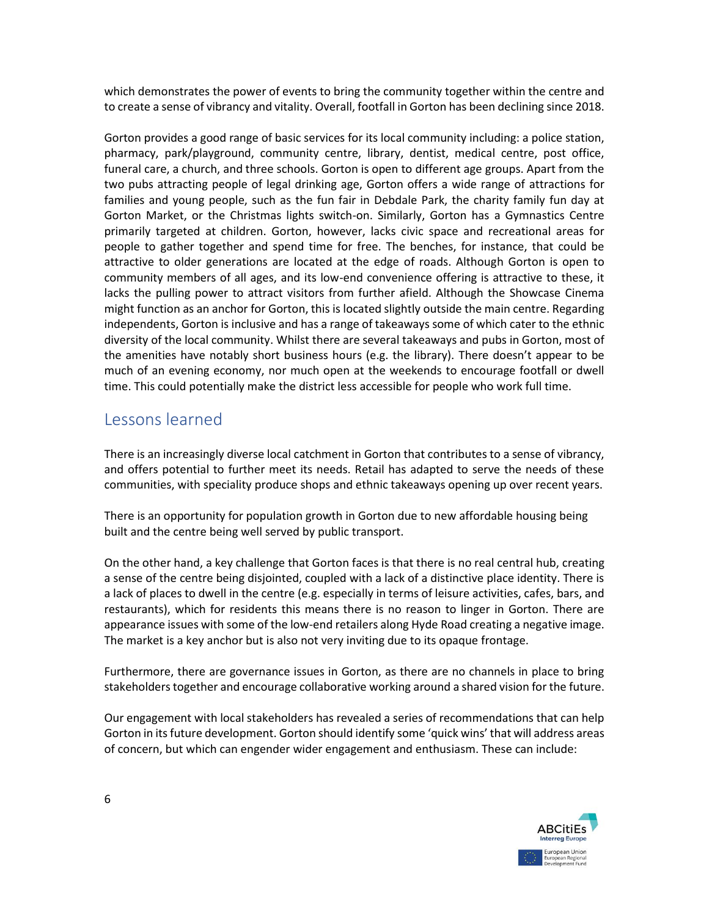which demonstrates the power of events to bring the community together within the centre and to create a sense of vibrancy and vitality. Overall, footfall in Gorton has been declining since 2018.

Gorton provides a good range of basic services for its local community including: a police station, pharmacy, park/playground, community centre, library, dentist, medical centre, post office, funeral care, a church, and three schools. Gorton is open to different age groups. Apart from the two pubs attracting people of legal drinking age, Gorton offers a wide range of attractions for families and young people, such as the fun fair in Debdale Park, the charity family fun day at Gorton Market, or the Christmas lights switch-on. Similarly, Gorton has a Gymnastics Centre primarily targeted at children. Gorton, however, lacks civic space and recreational areas for people to gather together and spend time for free. The benches, for instance, that could be attractive to older generations are located at the edge of roads. Although Gorton is open to community members of all ages, and its low-end convenience offering is attractive to these, it lacks the pulling power to attract visitors from further afield. Although the Showcase Cinema might function as an anchor for Gorton, this is located slightly outside the main centre. Regarding independents, Gorton is inclusive and has a range of takeaways some of which cater to the ethnic diversity of the local community. Whilst there are several takeaways and pubs in Gorton, most of the amenities have notably short business hours (e.g. the library). There doesn't appear to be much of an evening economy, nor much open at the weekends to encourage footfall or dwell time. This could potentially make the district less accessible for people who work full time.

## Lessons learned

There is an increasingly diverse local catchment in Gorton that contributes to a sense of vibrancy, and offers potential to further meet its needs. Retail has adapted to serve the needs of these communities, with speciality produce shops and ethnic takeaways opening up over recent years.

There is an opportunity for population growth in Gorton due to new affordable housing being built and the centre being well served by public transport.

On the other hand, a key challenge that Gorton faces is that there is no real central hub, creating a sense of the centre being disjointed, coupled with a lack of a distinctive place identity. There is a lack of places to dwell in the centre (e.g. especially in terms of leisure activities, cafes, bars, and restaurants), which for residents this means there is no reason to linger in Gorton. There are appearance issues with some of the low-end retailers along Hyde Road creating a negative image. The market is a key anchor but is also not very inviting due to its opaque frontage.

Furthermore, there are governance issues in Gorton, as there are no channels in place to bring stakeholders together and encourage collaborative working around a shared vision for the future.

Our engagement with local stakeholders has revealed a series of recommendations that can help Gorton in its future development. Gorton should identify some 'quick wins' that will address areas of concern, but which can engender wider engagement and enthusiasm. These can include: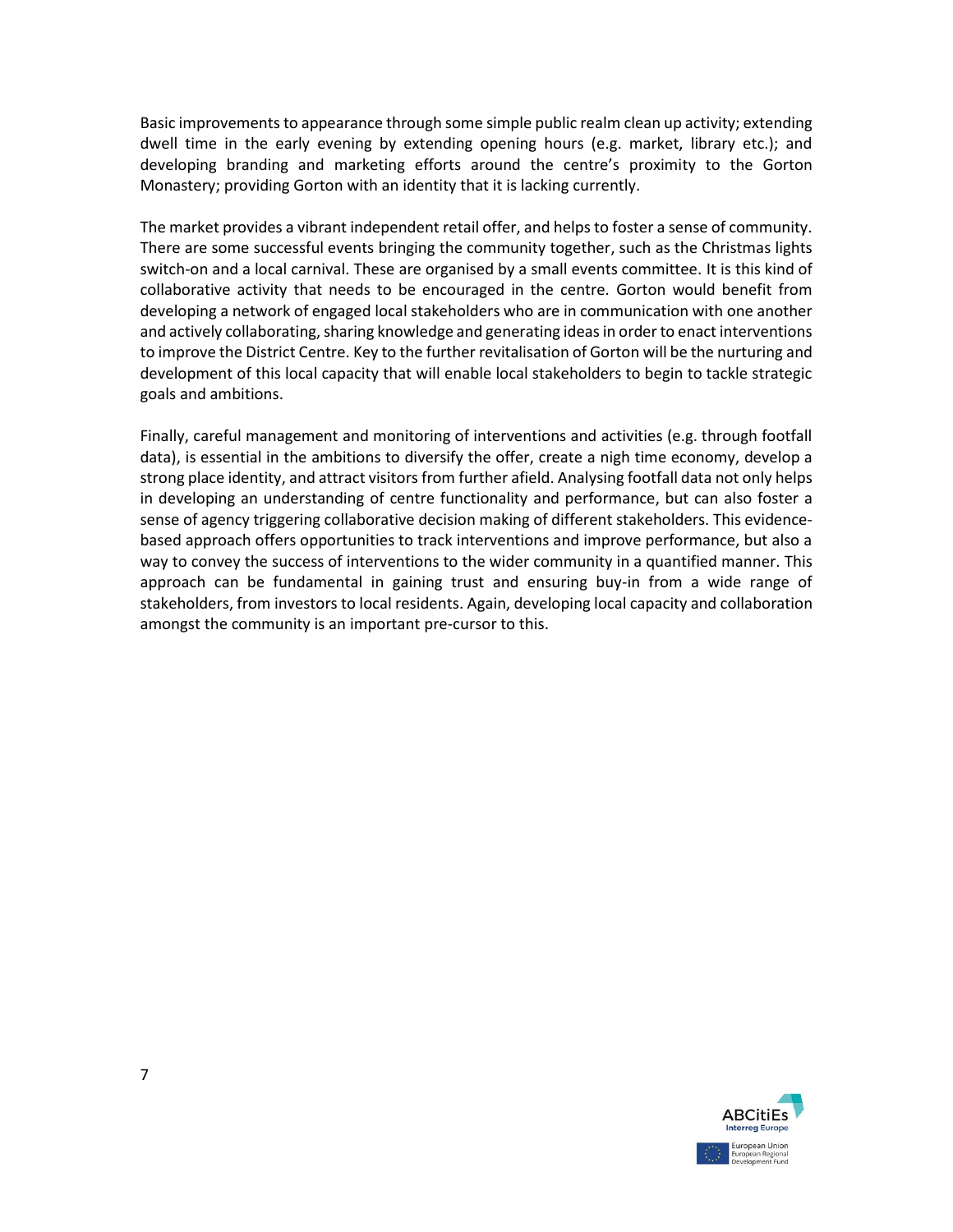Basic improvements to appearance through some simple public realm clean up activity; extending dwell time in the early evening by extending opening hours (e.g. market, library etc.); and developing branding and marketing efforts around the centre's proximity to the Gorton Monastery; providing Gorton with an identity that it is lacking currently.

The market provides a vibrant independent retail offer, and helps to foster a sense of community. There are some successful events bringing the community together, such as the Christmas lights switch-on and a local carnival. These are organised by a small events committee. It is this kind of collaborative activity that needs to be encouraged in the centre. Gorton would benefit from developing a network of engaged local stakeholders who are in communication with one another and actively collaborating, sharing knowledge and generating ideas in order to enact interventions to improve the District Centre. Key to the further revitalisation of Gorton will be the nurturing and development of this local capacity that will enable local stakeholders to begin to tackle strategic goals and ambitions.

Finally, careful management and monitoring of interventions and activities (e.g. through footfall data), is essential in the ambitions to diversify the offer, create a nigh time economy, develop a strong place identity, and attract visitors from further afield. Analysing footfall data not only helps in developing an understanding of centre functionality and performance, but can also foster a sense of agency triggering collaborative decision making of different stakeholders. This evidence-based approach offers opportunities to track interventions and improve performance, but also a way to convey the success of interventions to the wider community in a quantified manner. This approach can be fundamental in gaining trust and ensuring buy-in from a wide range of stakeholders, from investors to local residents. Again, developing local capacity and collaboration amongst the community is an important pre-cursor to this.